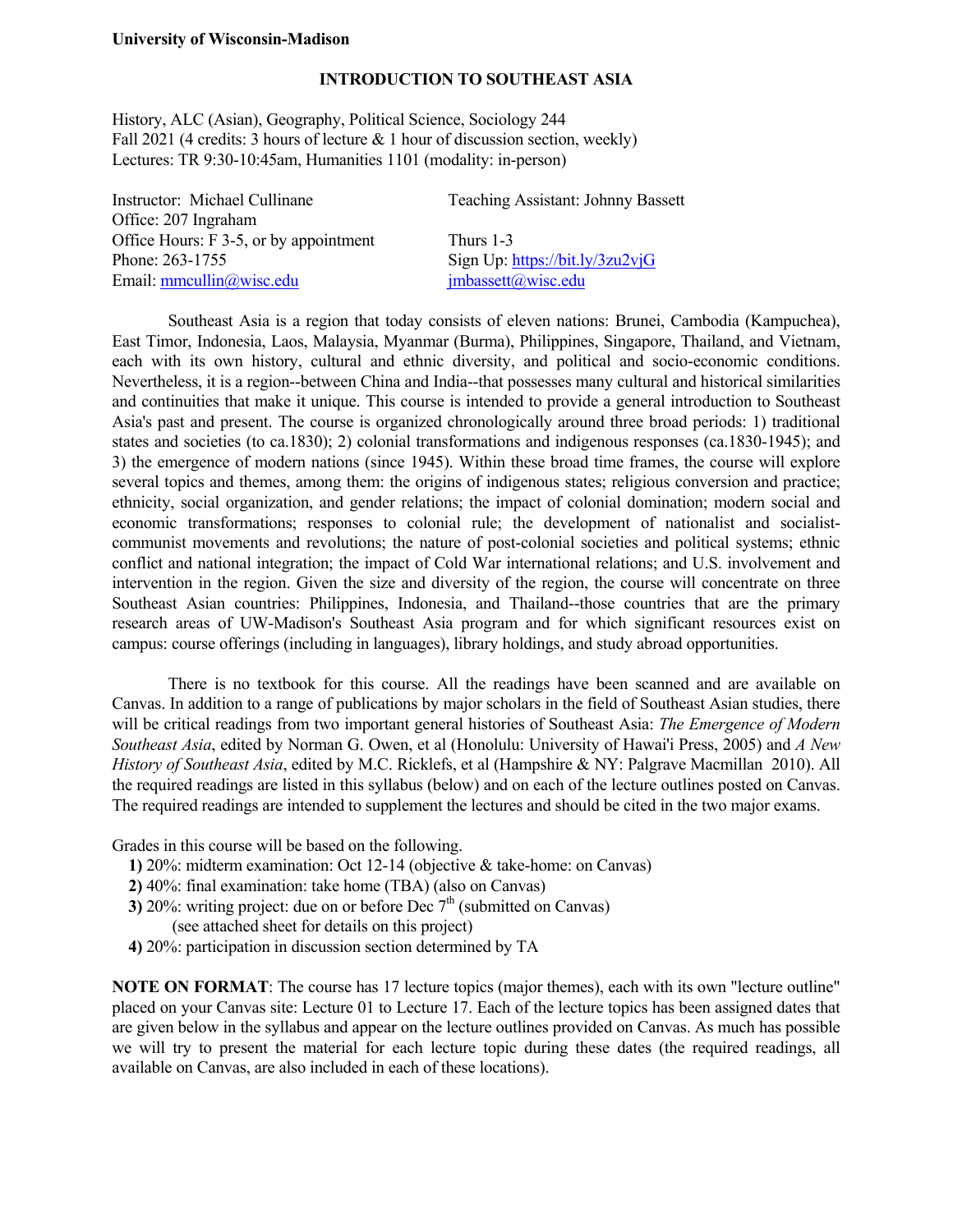**University of Wisconsin-Madison**

# INTRODUCTION TO SOUTHEAST ASIA

History, ALC (Asian), Geography, Political Science, Sociology 244
Fall 2021 (4 credits: 3 hours of lecture & 1 hour of discussion section, weekly)
Lectures: TR 9:30-10:45am, Humanities 1101 (modality: in-person)

Instructor: Michael Cullinane
Office: 207 Ingraham
Office Hours: F 3-5, or by appointment
Phone: 263-1755
Email: mmcullin@wisc.edu

Teaching Assistant: Johnny Bassett

Thurs 1-3
Sign Up: https://bit.ly/3zu2vjG
jmbassett@wisc.edu

Southeast Asia is a region that today consists of eleven nations: Brunei, Cambodia (Kampuchea), East Timor, Indonesia, Laos, Malaysia, Myanmar (Burma), Philippines, Singapore, Thailand, and Vietnam, each with its own history, cultural and ethnic diversity, and political and socio-economic conditions. Nevertheless, it is a region--between China and India--that possesses many cultural and historical similarities and continuities that make it unique. This course is intended to provide a general introduction to Southeast Asia's past and present. The course is organized chronologically around three broad periods: 1) traditional states and societies (to ca.1830); 2) colonial transformations and indigenous responses (ca.1830-1945); and 3) the emergence of modern nations (since 1945). Within these broad time frames, the course will explore several topics and themes, among them: the origins of indigenous states; religious conversion and practice; ethnicity, social organization, and gender relations; the impact of colonial domination; modern social and economic transformations; responses to colonial rule; the development of nationalist and socialist-communist movements and revolutions; the nature of post-colonial societies and political systems; ethnic conflict and national integration; the impact of Cold War international relations; and U.S. involvement and intervention in the region. Given the size and diversity of the region, the course will concentrate on three Southeast Asian countries: Philippines, Indonesia, and Thailand--those countries that are the primary research areas of UW-Madison's Southeast Asia program and for which significant resources exist on campus: course offerings (including in languages), library holdings, and study abroad opportunities.

There is no textbook for this course. All the readings have been scanned and are available on Canvas. In addition to a range of publications by major scholars in the field of Southeast Asian studies, there will be critical readings from two important general histories of Southeast Asia: *The Emergence of Modern Southeast Asia*, edited by Norman G. Owen, et al (Honolulu: University of Hawai'i Press, 2005) and *A New History of Southeast Asia*, edited by M.C. Ricklefs, et al (Hampshire & NY: Palgrave Macmillan 2010). All the required readings are listed in this syllabus (below) and on each of the lecture outlines posted on Canvas. The required readings are intended to supplement the lectures and should be cited in the two major exams.

Grades in this course will be based on the following.

**1)** 20%: midterm examination: Oct 12-14 (objective & take-home: on Canvas)
**2)** 40%: final examination: take home (TBA) (also on Canvas)
**3)** 20%: writing project: due on or before Dec 7th (submitted on Canvas)
(see attached sheet for details on this project)
**4)** 20%: participation in discussion section determined by TA

**NOTE ON FORMAT**: The course has 17 lecture topics (major themes), each with its own "lecture outline" placed on your Canvas site: Lecture 01 to Lecture 17. Each of the lecture topics has been assigned dates that are given below in the syllabus and appear on the lecture outlines provided on Canvas. As much has possible we will try to present the material for each lecture topic during these dates (the required readings, all available on Canvas, are also included in each of these locations).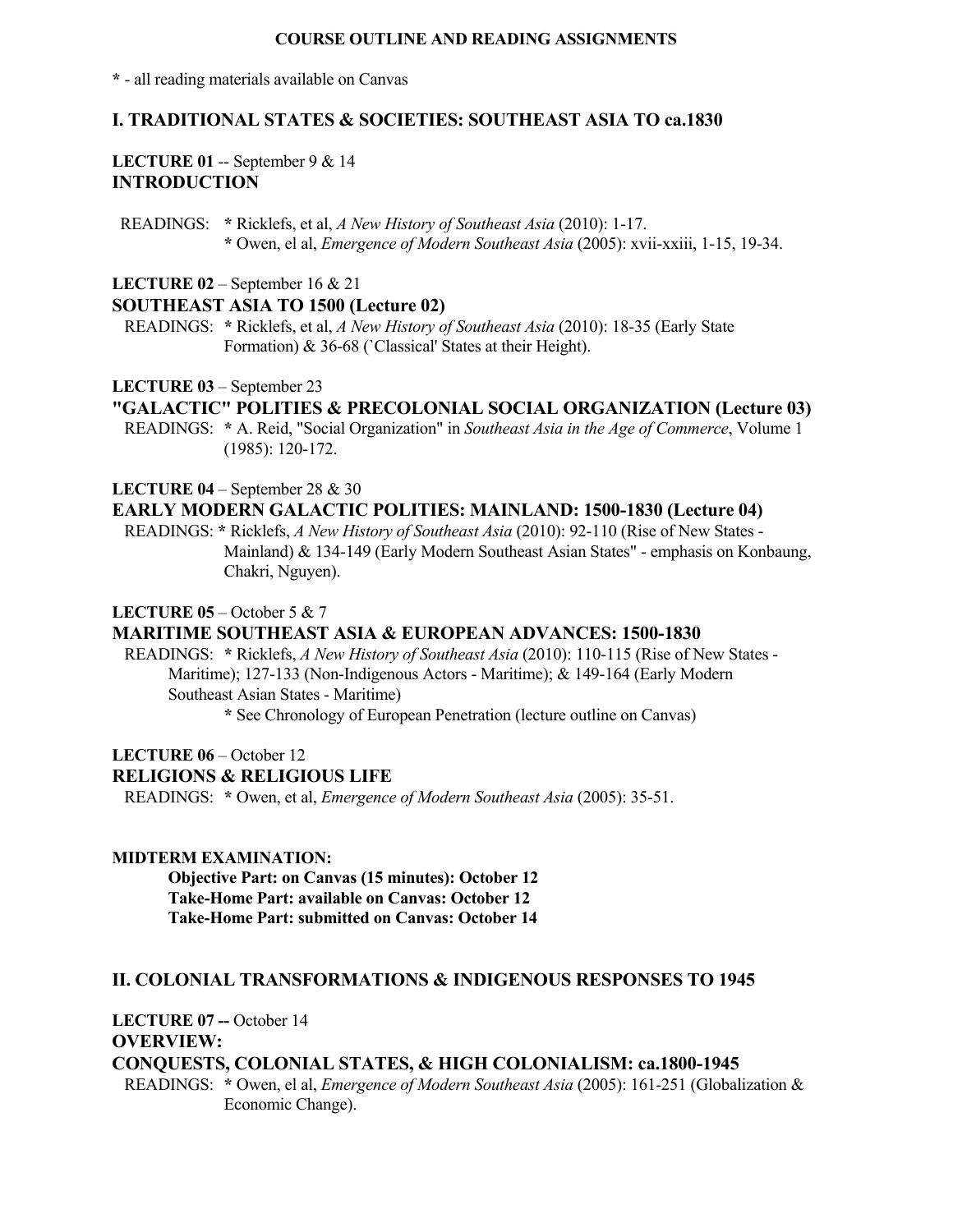**COURSE OUTLINE AND READING ASSIGNMENTS**

**\*** - all reading materials available on Canvas

## I. TRADITIONAL STATES & SOCIETIES: SOUTHEAST ASIA TO ca.1830

**LECTURE 01** -- September 9 & 14
### INTRODUCTION

READINGS: **\*** Ricklefs, et al, *A New History of Southeast Asia* (2010): 1-17.
**\*** Owen, el al, *Emergence of Modern Southeast Asia* (2005): xvii-xxiii, 1-15, 19-34.

**LECTURE 02** – September 16 & 21
### SOUTHEAST ASIA TO 1500 (Lecture 02)

READINGS: **\*** Ricklefs, et al, *A New History of Southeast Asia* (2010): 18-35 (Early State Formation) & 36-68 (`Classical' States at their Height).

**LECTURE 03** – September 23
### "GALACTIC" POLITIES & PRECOLONIAL SOCIAL ORGANIZATION (Lecture 03)

READINGS: **\*** A. Reid, "Social Organization" in *Southeast Asia in the Age of Commerce*, Volume 1 (1985): 120-172.

**LECTURE 04** – September 28 & 30
### EARLY MODERN GALACTIC POLITIES: MAINLAND: 1500-1830 (Lecture 04)

READINGS: **\*** Ricklefs, *A New History of Southeast Asia* (2010): 92-110 (Rise of New States - Mainland) & 134-149 (Early Modern Southeast Asian States" - emphasis on Konbaung, Chakri, Nguyen).

**LECTURE 05** – October 5 & 7
### MARITIME SOUTHEAST ASIA & EUROPEAN ADVANCES: 1500-1830

READINGS: **\*** Ricklefs, *A New History of Southeast Asia* (2010): 110-115 (Rise of New States - Maritime); 127-133 (Non-Indigenous Actors - Maritime); & 149-164 (Early Modern Southeast Asian States - Maritime)
**\*** See Chronology of European Penetration (lecture outline on Canvas)

**LECTURE 06** – October 12
### RELIGIONS & RELIGIOUS LIFE

READINGS: **\*** Owen, et al, *Emergence of Modern Southeast Asia* (2005): 35-51.

**MIDTERM EXAMINATION:**

**Objective Part: on Canvas (15 minutes): October 12**
**Take-Home Part: available on Canvas: October 12**
**Take-Home Part: submitted on Canvas: October 14**

## II. COLONIAL TRANSFORMATIONS & INDIGENOUS RESPONSES TO 1945

**LECTURE 07 --** October 14
### OVERVIEW:
### CONQUESTS, COLONIAL STATES, & HIGH COLONIALISM: ca.1800-1945

READINGS: **\*** Owen, el al, *Emergence of Modern Southeast Asia* (2005): 161-251 (Globalization & Economic Change).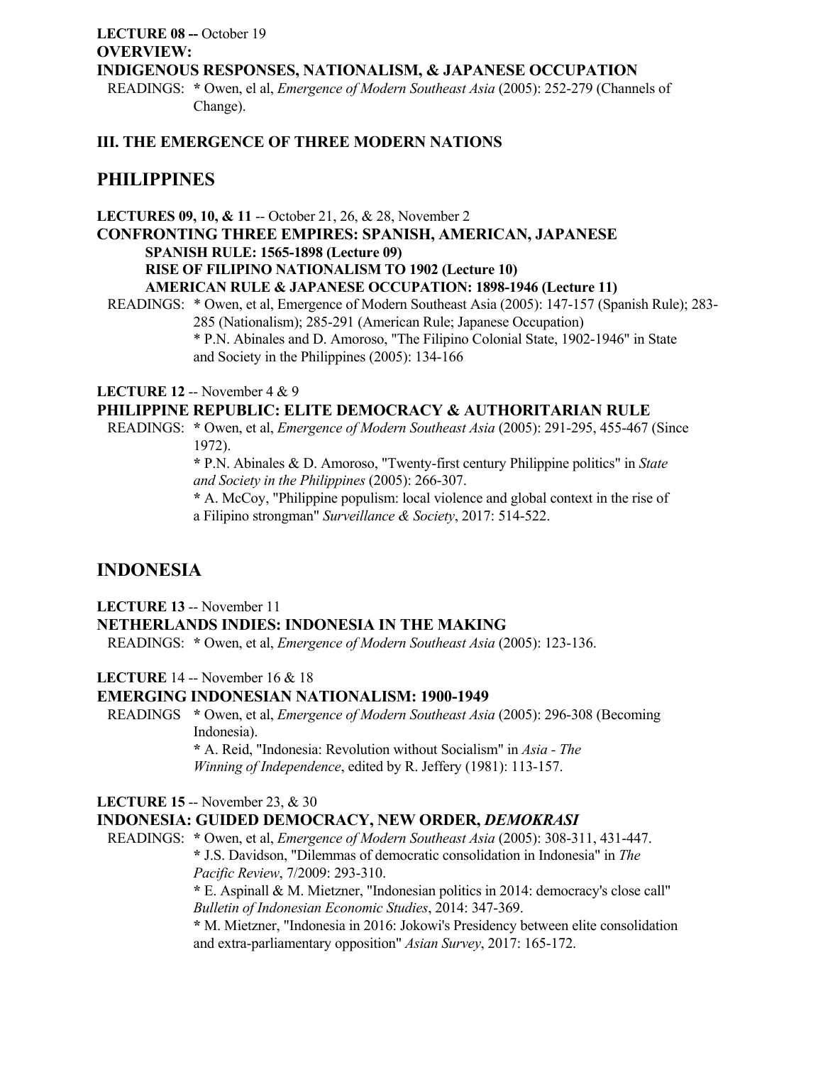**LECTURE 08 --** October 19
**OVERVIEW:**
**INDIGENOUS RESPONSES, NATIONALISM, & JAPANESE OCCUPATION**

READINGS: * Owen, el al, *Emergence of Modern Southeast Asia* (2005): 252-279 (Channels of Change).

### III. THE EMERGENCE OF THREE MODERN NATIONS

## PHILIPPINES

**LECTURES 09, 10, & 11** -- October 21, 26, & 28, November 2
**CONFRONTING THREE EMPIRES: SPANISH, AMERICAN, JAPANESE**
**SPANISH RULE: 1565-1898 (Lecture 09)**
**RISE OF FILIPINO NATIONALISM TO 1902 (Lecture 10)**
**AMERICAN RULE & JAPANESE OCCUPATION: 1898-1946 (Lecture 11)**

READINGS: * Owen, et al, Emergence of Modern Southeast Asia (2005): 147-157 (Spanish Rule); 283-285 (Nationalism); 285-291 (American Rule; Japanese Occupation)
* P.N. Abinales and D. Amoroso, "The Filipino Colonial State, 1902-1946" in State and Society in the Philippines (2005): 134-166

**LECTURE 12** -- November 4 & 9
**PHILIPPINE REPUBLIC: ELITE DEMOCRACY & AUTHORITARIAN RULE**

READINGS: * Owen, et al, *Emergence of Modern Southeast Asia* (2005): 291-295, 455-467 (Since 1972).
* P.N. Abinales & D. Amoroso, "Twenty-first century Philippine politics" in *State and Society in the Philippines* (2005): 266-307.
* A. McCoy, "Philippine populism: local violence and global context in the rise of a Filipino strongman" *Surveillance & Society*, 2017: 514-522.

## INDONESIA

**LECTURE 13** -- November 11
**NETHERLANDS INDIES: INDONESIA IN THE MAKING**

READINGS: * Owen, et al, *Emergence of Modern Southeast Asia* (2005): 123-136.

**LECTURE** 14 -- November 16 & 18
**EMERGING INDONESIAN NATIONALISM: 1900-1949**

READINGS * Owen, et al, *Emergence of Modern Southeast Asia* (2005): 296-308 (Becoming Indonesia).
* A. Reid, "Indonesia: Revolution without Socialism" in *Asia - The Winning of Independence*, edited by R. Jeffery (1981): 113-157.

**LECTURE 15** -- November 23, & 30
**INDONESIA: GUIDED DEMOCRACY, NEW ORDER, *DEMOKRASI***

READINGS: * Owen, et al, *Emergence of Modern Southeast Asia* (2005): 308-311, 431-447.
* J.S. Davidson, "Dilemmas of democratic consolidation in Indonesia" in *The Pacific Review*, 7/2009: 293-310.
* E. Aspinall & M. Mietzner, "Indonesian politics in 2014: democracy's close call" *Bulletin of Indonesian Economic Studies*, 2014: 347-369.
* M. Mietzner, "Indonesia in 2016: Jokowi's Presidency between elite consolidation and extra-parliamentary opposition" *Asian Survey*, 2017: 165-172.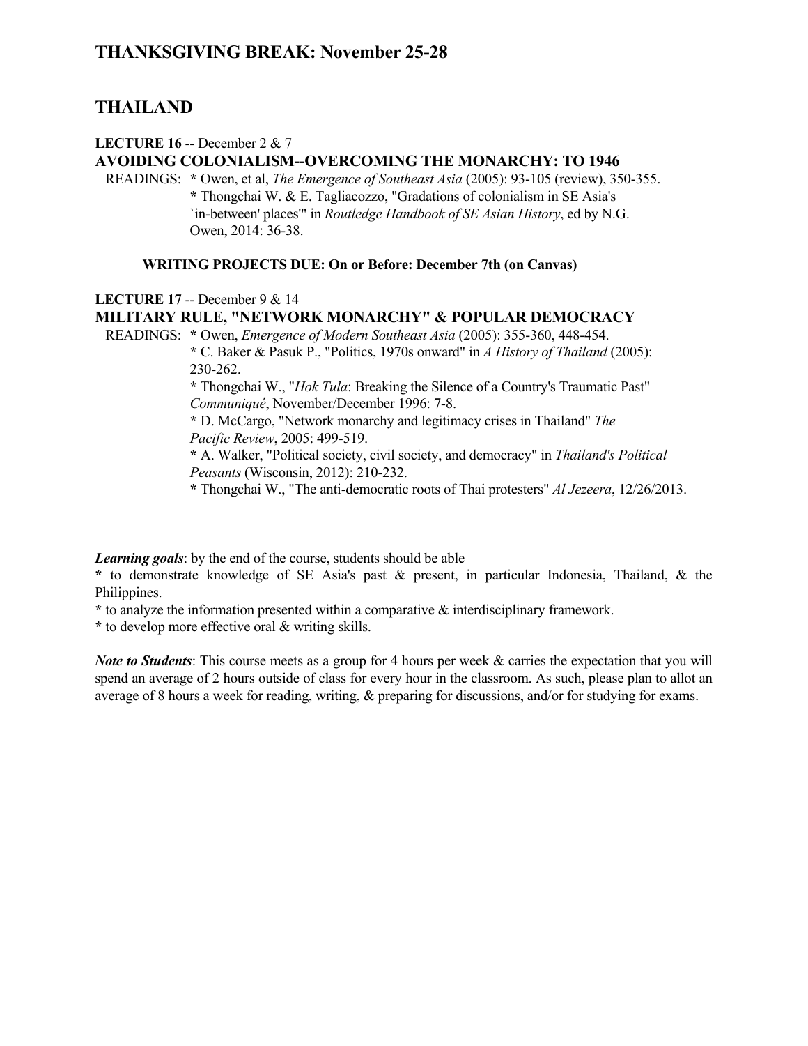## THANKSGIVING BREAK: November 25-28

## THAILAND

**LECTURE 16** -- December 2 & 7

**AVOIDING COLONIALISM--OVERCOMING THE MONARCHY: TO 1946**

READINGS: * Owen, et al, *The Emergence of Southeast Asia* (2005): 93-105 (review), 350-355.
* Thongchai W. & E. Tagliacozzo, "Gradations of colonialism in SE Asia's `in-between' places'" in *Routledge Handbook of SE Asian History*, ed by N.G. Owen, 2014: 36-38.

**WRITING PROJECTS DUE: On or Before: December 7th (on Canvas)**

**LECTURE 17** -- December 9 & 14

**MILITARY RULE, "NETWORK MONARCHY" & POPULAR DEMOCRACY**

READINGS: * Owen, *Emergence of Modern Southeast Asia* (2005): 355-360, 448-454.
* C. Baker & Pasuk P., "Politics, 1970s onward" in *A History of Thailand* (2005): 230-262.
* Thongchai W., "*Hok Tula*: Breaking the Silence of a Country's Traumatic Past" *Communiqué*, November/December 1996: 7-8.
* D. McCargo, "Network monarchy and legitimacy crises in Thailand" *The Pacific Review*, 2005: 499-519.
* A. Walker, "Political society, civil society, and democracy" in *Thailand's Political Peasants* (Wisconsin, 2012): 210-232.
* Thongchai W., "The anti-democratic roots of Thai protesters" *Al Jezeera*, 12/26/2013.

***Learning goals***: by the end of the course, students should be able

* to demonstrate knowledge of SE Asia's past & present, in particular Indonesia, Thailand, & the Philippines.
* to analyze the information presented within a comparative & interdisciplinary framework.
* to develop more effective oral & writing skills.

***Note to Students***: This course meets as a group for 4 hours per week & carries the expectation that you will spend an average of 2 hours outside of class for every hour in the classroom. As such, please plan to allot an average of 8 hours a week for reading, writing, & preparing for discussions, and/or for studying for exams.